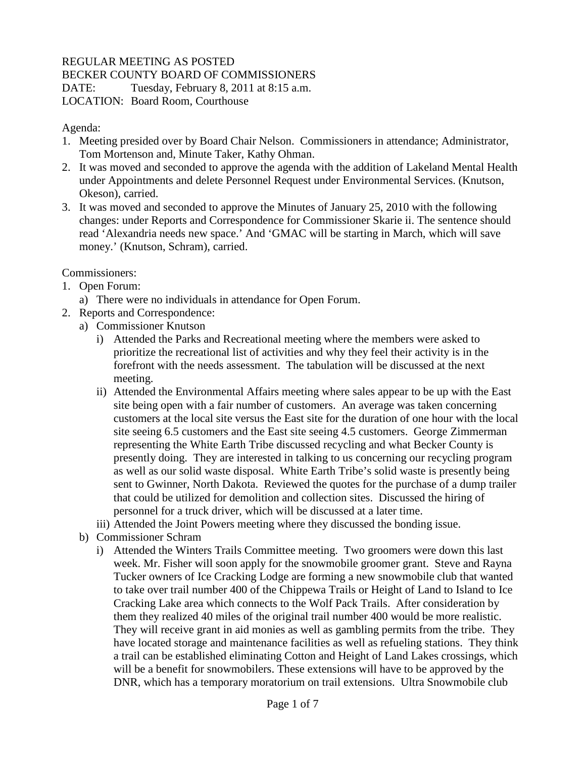REGULAR MEETING AS POSTED
BECKER COUNTY BOARD OF COMMISSIONERS
DATE: Tuesday, February 8, 2011 at 8:15 a.m.
LOCATION: Board Room, Courthouse

Agenda:

1. Meeting presided over by Board Chair Nelson. Commissioners in attendance; Administrator, Tom Mortenson and, Minute Taker, Kathy Ohman.
2. It was moved and seconded to approve the agenda with the addition of Lakeland Mental Health under Appointments and delete Personnel Request under Environmental Services. (Knutson, Okeson), carried.
3. It was moved and seconded to approve the Minutes of January 25, 2010 with the following changes: under Reports and Correspondence for Commissioner Skarie ii. The sentence should read 'Alexandria needs new space.' And 'GMAC will be starting in March, which will save money.' (Knutson, Schram), carried.

Commissioners:

1. Open Forum:
   a) There were no individuals in attendance for Open Forum.
2. Reports and Correspondence:
   a) Commissioner Knutson
      i) Attended the Parks and Recreational meeting where the members were asked to prioritize the recreational list of activities and why they feel their activity is in the forefront with the needs assessment. The tabulation will be discussed at the next meeting.
      ii) Attended the Environmental Affairs meeting where sales appear to be up with the East site being open with a fair number of customers. An average was taken concerning customers at the local site versus the East site for the duration of one hour with the local site seeing 6.5 customers and the East site seeing 4.5 customers. George Zimmerman representing the White Earth Tribe discussed recycling and what Becker County is presently doing. They are interested in talking to us concerning our recycling program as well as our solid waste disposal. White Earth Tribe's solid waste is presently being sent to Gwinner, North Dakota. Reviewed the quotes for the purchase of a dump trailer that could be utilized for demolition and collection sites. Discussed the hiring of personnel for a truck driver, which will be discussed at a later time.
      iii) Attended the Joint Powers meeting where they discussed the bonding issue.
   b) Commissioner Schram
      i) Attended the Winters Trails Committee meeting. Two groomers were down this last week. Mr. Fisher will soon apply for the snowmobile groomer grant. Steve and Rayna Tucker owners of Ice Cracking Lodge are forming a new snowmobile club that wanted to take over trail number 400 of the Chippewa Trails or Height of Land to Island to Ice Cracking Lake area which connects to the Wolf Pack Trails. After consideration by them they realized 40 miles of the original trail number 400 would be more realistic. They will receive grant in aid monies as well as gambling permits from the tribe. They have located storage and maintenance facilities as well as refueling stations. They think a trail can be established eliminating Cotton and Height of Land Lakes crossings, which will be a benefit for snowmobilers. These extensions will have to be approved by the DNR, which has a temporary moratorium on trail extensions. Ultra Snowmobile club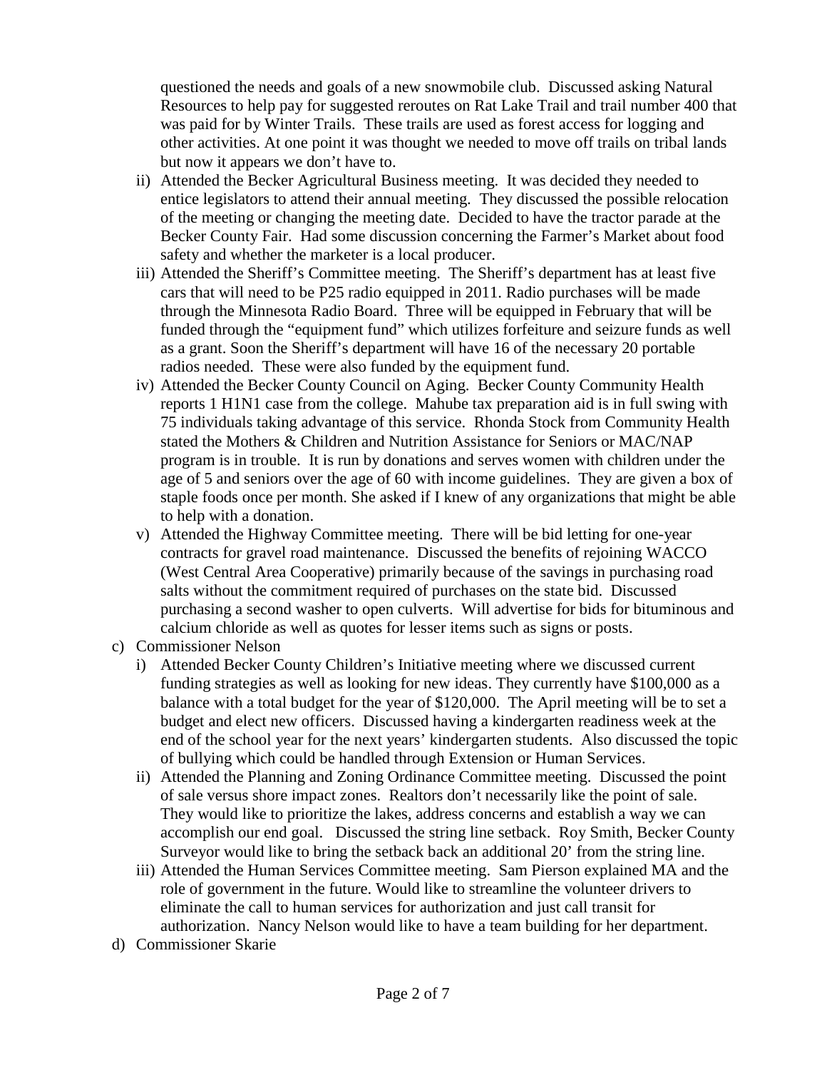questioned the needs and goals of a new snowmobile club. Discussed asking Natural Resources to help pay for suggested reroutes on Rat Lake Trail and trail number 400 that was paid for by Winter Trails. These trails are used as forest access for logging and other activities. At one point it was thought we needed to move off trails on tribal lands but now it appears we don't have to.

ii) Attended the Becker Agricultural Business meeting. It was decided they needed to entice legislators to attend their annual meeting. They discussed the possible relocation of the meeting or changing the meeting date. Decided to have the tractor parade at the Becker County Fair. Had some discussion concerning the Farmer's Market about food safety and whether the marketer is a local producer.

iii) Attended the Sheriff's Committee meeting. The Sheriff's department has at least five cars that will need to be P25 radio equipped in 2011. Radio purchases will be made through the Minnesota Radio Board. Three will be equipped in February that will be funded through the "equipment fund" which utilizes forfeiture and seizure funds as well as a grant. Soon the Sheriff's department will have 16 of the necessary 20 portable radios needed. These were also funded by the equipment fund.

iv) Attended the Becker County Council on Aging. Becker County Community Health reports 1 H1N1 case from the college. Mahube tax preparation aid is in full swing with 75 individuals taking advantage of this service. Rhonda Stock from Community Health stated the Mothers & Children and Nutrition Assistance for Seniors or MAC/NAP program is in trouble. It is run by donations and serves women with children under the age of 5 and seniors over the age of 60 with income guidelines. They are given a box of staple foods once per month. She asked if I knew of any organizations that might be able to help with a donation.

v) Attended the Highway Committee meeting. There will be bid letting for one-year contracts for gravel road maintenance. Discussed the benefits of rejoining WACCO (West Central Area Cooperative) primarily because of the savings in purchasing road salts without the commitment required of purchases on the state bid. Discussed purchasing a second washer to open culverts. Will advertise for bids for bituminous and calcium chloride as well as quotes for lesser items such as signs or posts.

c) Commissioner Nelson

i) Attended Becker County Children's Initiative meeting where we discussed current funding strategies as well as looking for new ideas. They currently have $100,000 as a balance with a total budget for the year of $120,000. The April meeting will be to set a budget and elect new officers. Discussed having a kindergarten readiness week at the end of the school year for the next years' kindergarten students. Also discussed the topic of bullying which could be handled through Extension or Human Services.

ii) Attended the Planning and Zoning Ordinance Committee meeting. Discussed the point of sale versus shore impact zones. Realtors don't necessarily like the point of sale. They would like to prioritize the lakes, address concerns and establish a way we can accomplish our end goal. Discussed the string line setback. Roy Smith, Becker County Surveyor would like to bring the setback back an additional 20' from the string line.

iii) Attended the Human Services Committee meeting. Sam Pierson explained MA and the role of government in the future. Would like to streamline the volunteer drivers to eliminate the call to human services for authorization and just call transit for authorization. Nancy Nelson would like to have a team building for her department.

d) Commissioner Skarie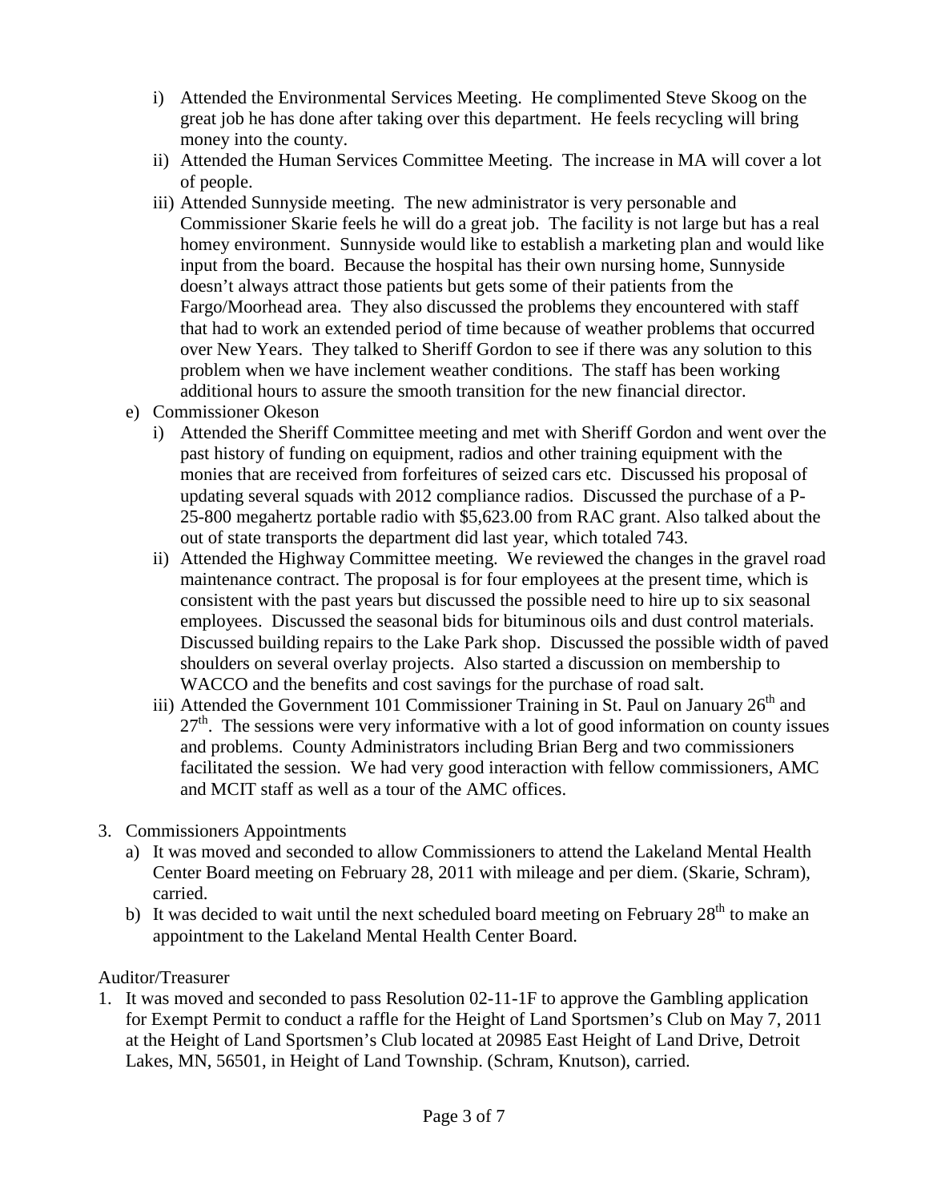i) Attended the Environmental Services Meeting. He complimented Steve Skoog on the great job he has done after taking over this department. He feels recycling will bring money into the county.

ii) Attended the Human Services Committee Meeting. The increase in MA will cover a lot of people.

iii) Attended Sunnyside meeting. The new administrator is very personable and Commissioner Skarie feels he will do a great job. The facility is not large but has a real homey environment. Sunnyside would like to establish a marketing plan and would like input from the board. Because the hospital has their own nursing home, Sunnyside doesn't always attract those patients but gets some of their patients from the Fargo/Moorhead area. They also discussed the problems they encountered with staff that had to work an extended period of time because of weather problems that occurred over New Years. They talked to Sheriff Gordon to see if there was any solution to this problem when we have inclement weather conditions. The staff has been working additional hours to assure the smooth transition for the new financial director.

e) Commissioner Okeson

i) Attended the Sheriff Committee meeting and met with Sheriff Gordon and went over the past history of funding on equipment, radios and other training equipment with the monies that are received from forfeitures of seized cars etc. Discussed his proposal of updating several squads with 2012 compliance radios. Discussed the purchase of a P-25-800 megahertz portable radio with $5,623.00 from RAC grant. Also talked about the out of state transports the department did last year, which totaled 743.

ii) Attended the Highway Committee meeting. We reviewed the changes in the gravel road maintenance contract. The proposal is for four employees at the present time, which is consistent with the past years but discussed the possible need to hire up to six seasonal employees. Discussed the seasonal bids for bituminous oils and dust control materials. Discussed building repairs to the Lake Park shop. Discussed the possible width of paved shoulders on several overlay projects. Also started a discussion on membership to WACCO and the benefits and cost savings for the purchase of road salt.

iii) Attended the Government 101 Commissioner Training in St. Paul on January 26th and 27th. The sessions were very informative with a lot of good information on county issues and problems. County Administrators including Brian Berg and two commissioners facilitated the session. We had very good interaction with fellow commissioners, AMC and MCIT staff as well as a tour of the AMC offices.

3. Commissioners Appointments

a) It was moved and seconded to allow Commissioners to attend the Lakeland Mental Health Center Board meeting on February 28, 2011 with mileage and per diem. (Skarie, Schram), carried.

b) It was decided to wait until the next scheduled board meeting on February 28th to make an appointment to the Lakeland Mental Health Center Board.

Auditor/Treasurer

1. It was moved and seconded to pass Resolution 02-11-1F to approve the Gambling application for Exempt Permit to conduct a raffle for the Height of Land Sportsmen's Club on May 7, 2011 at the Height of Land Sportsmen's Club located at 20985 East Height of Land Drive, Detroit Lakes, MN, 56501, in Height of Land Township. (Schram, Knutson), carried.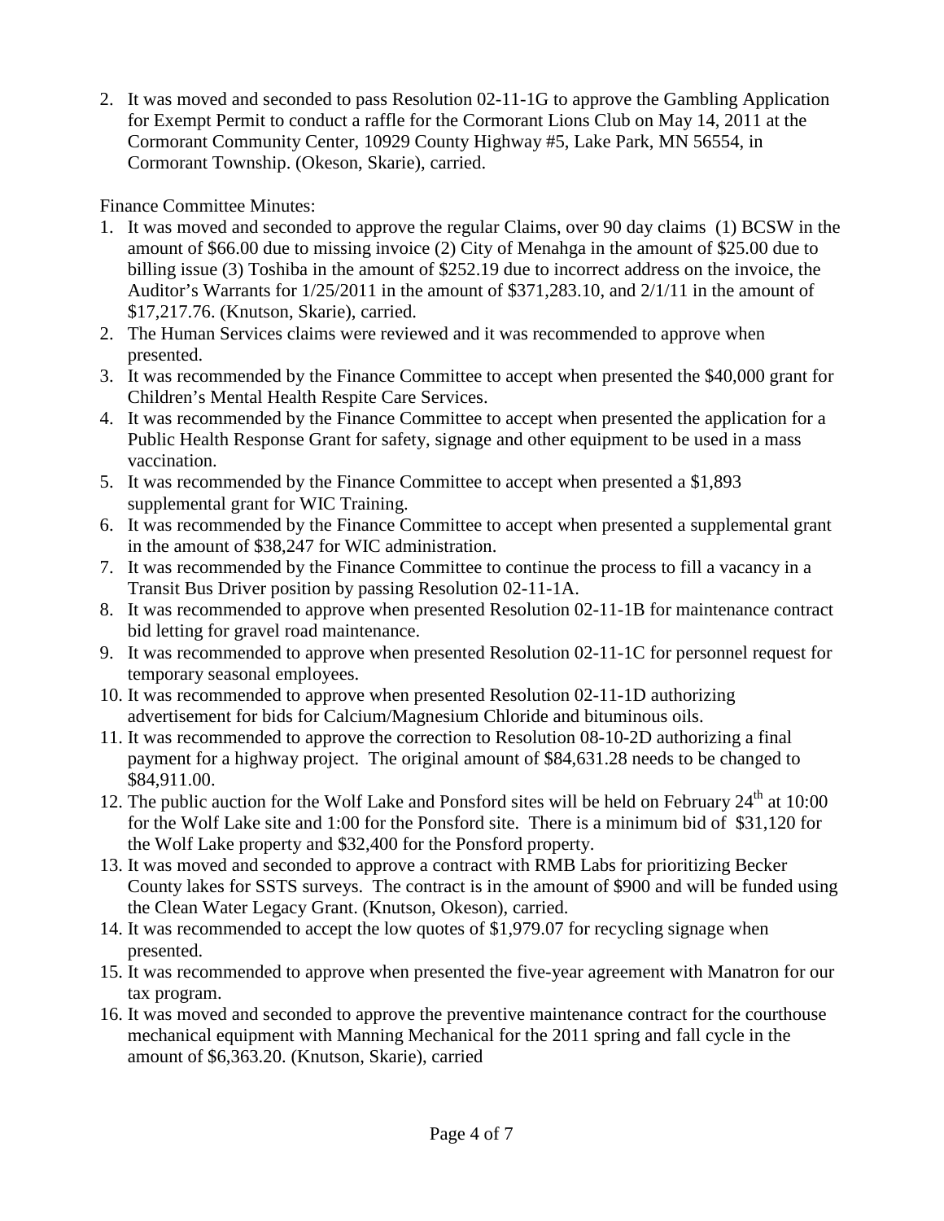2. It was moved and seconded to pass Resolution 02-11-1G to approve the Gambling Application for Exempt Permit to conduct a raffle for the Cormorant Lions Club on May 14, 2011 at the Cormorant Community Center, 10929 County Highway #5, Lake Park, MN 56554, in Cormorant Township. (Okeson, Skarie), carried.

Finance Committee Minutes:

1. It was moved and seconded to approve the regular Claims, over 90 day claims (1) BCSW in the amount of $66.00 due to missing invoice (2) City of Menahga in the amount of $25.00 due to billing issue (3) Toshiba in the amount of $252.19 due to incorrect address on the invoice, the Auditor's Warrants for 1/25/2011 in the amount of $371,283.10, and 2/1/11 in the amount of $17,217.76. (Knutson, Skarie), carried.
2. The Human Services claims were reviewed and it was recommended to approve when presented.
3. It was recommended by the Finance Committee to accept when presented the $40,000 grant for Children's Mental Health Respite Care Services.
4. It was recommended by the Finance Committee to accept when presented the application for a Public Health Response Grant for safety, signage and other equipment to be used in a mass vaccination.
5. It was recommended by the Finance Committee to accept when presented a $1,893 supplemental grant for WIC Training.
6. It was recommended by the Finance Committee to accept when presented a supplemental grant in the amount of $38,247 for WIC administration.
7. It was recommended by the Finance Committee to continue the process to fill a vacancy in a Transit Bus Driver position by passing Resolution 02-11-1A.
8. It was recommended to approve when presented Resolution 02-11-1B for maintenance contract bid letting for gravel road maintenance.
9. It was recommended to approve when presented Resolution 02-11-1C for personnel request for temporary seasonal employees.
10. It was recommended to approve when presented Resolution 02-11-1D authorizing advertisement for bids for Calcium/Magnesium Chloride and bituminous oils.
11. It was recommended to approve the correction to Resolution 08-10-2D authorizing a final payment for a highway project. The original amount of $84,631.28 needs to be changed to $84,911.00.
12. The public auction for the Wolf Lake and Ponsford sites will be held on February 24th at 10:00 for the Wolf Lake site and 1:00 for the Ponsford site. There is a minimum bid of $31,120 for the Wolf Lake property and $32,400 for the Ponsford property.
13. It was moved and seconded to approve a contract with RMB Labs for prioritizing Becker County lakes for SSTS surveys. The contract is in the amount of $900 and will be funded using the Clean Water Legacy Grant. (Knutson, Okeson), carried.
14. It was recommended to accept the low quotes of $1,979.07 for recycling signage when presented.
15. It was recommended to approve when presented the five-year agreement with Manatron for our tax program.
16. It was moved and seconded to approve the preventive maintenance contract for the courthouse mechanical equipment with Manning Mechanical for the 2011 spring and fall cycle in the amount of $6,363.20. (Knutson, Skarie), carried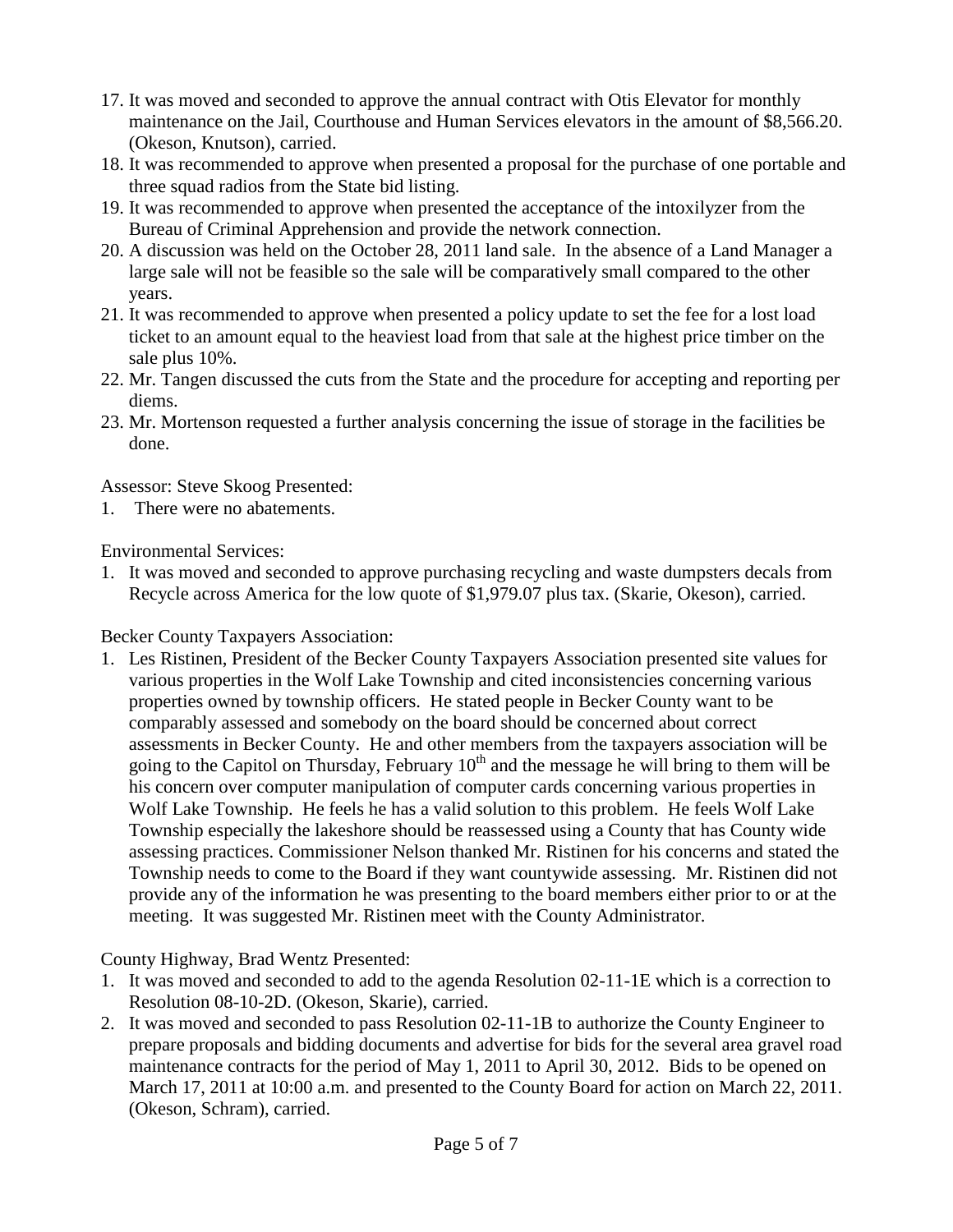17. It was moved and seconded to approve the annual contract with Otis Elevator for monthly maintenance on the Jail, Courthouse and Human Services elevators in the amount of $8,566.20. (Okeson, Knutson), carried.
18. It was recommended to approve when presented a proposal for the purchase of one portable and three squad radios from the State bid listing.
19. It was recommended to approve when presented the acceptance of the intoxilyzer from the Bureau of Criminal Apprehension and provide the network connection.
20. A discussion was held on the October 28, 2011 land sale. In the absence of a Land Manager a large sale will not be feasible so the sale will be comparatively small compared to the other years.
21. It was recommended to approve when presented a policy update to set the fee for a lost load ticket to an amount equal to the heaviest load from that sale at the highest price timber on the sale plus 10%.
22. Mr. Tangen discussed the cuts from the State and the procedure for accepting and reporting per diems.
23. Mr. Mortenson requested a further analysis concerning the issue of storage in the facilities be done.

Assessor: Steve Skoog Presented:

1. There were no abatements.

Environmental Services:

1. It was moved and seconded to approve purchasing recycling and waste dumpsters decals from Recycle across America for the low quote of $1,979.07 plus tax. (Skarie, Okeson), carried.

Becker County Taxpayers Association:

1. Les Ristinen, President of the Becker County Taxpayers Association presented site values for various properties in the Wolf Lake Township and cited inconsistencies concerning various properties owned by township officers. He stated people in Becker County want to be comparably assessed and somebody on the board should be concerned about correct assessments in Becker County. He and other members from the taxpayers association will be going to the Capitol on Thursday, February 10th and the message he will bring to them will be his concern over computer manipulation of computer cards concerning various properties in Wolf Lake Township. He feels he has a valid solution to this problem. He feels Wolf Lake Township especially the lakeshore should be reassessed using a County that has County wide assessing practices. Commissioner Nelson thanked Mr. Ristinen for his concerns and stated the Township needs to come to the Board if they want countywide assessing. Mr. Ristinen did not provide any of the information he was presenting to the board members either prior to or at the meeting. It was suggested Mr. Ristinen meet with the County Administrator.

County Highway, Brad Wentz Presented:

1. It was moved and seconded to add to the agenda Resolution 02-11-1E which is a correction to Resolution 08-10-2D. (Okeson, Skarie), carried.
2. It was moved and seconded to pass Resolution 02-11-1B to authorize the County Engineer to prepare proposals and bidding documents and advertise for bids for the several area gravel road maintenance contracts for the period of May 1, 2011 to April 30, 2012. Bids to be opened on March 17, 2011 at 10:00 a.m. and presented to the County Board for action on March 22, 2011. (Okeson, Schram), carried.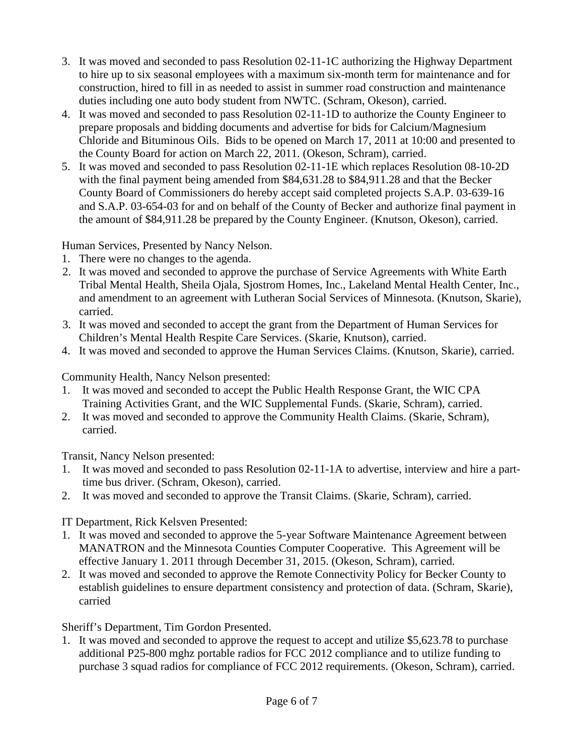3. It was moved and seconded to pass Resolution 02-11-1C authorizing the Highway Department to hire up to six seasonal employees with a maximum six-month term for maintenance and for construction, hired to fill in as needed to assist in summer road construction and maintenance duties including one auto body student from NWTC. (Schram, Okeson), carried.
4. It was moved and seconded to pass Resolution 02-11-1D to authorize the County Engineer to prepare proposals and bidding documents and advertise for bids for Calcium/Magnesium Chloride and Bituminous Oils. Bids to be opened on March 17, 2011 at 10:00 and presented to the County Board for action on March 22, 2011. (Okeson, Schram), carried.
5. It was moved and seconded to pass Resolution 02-11-1E which replaces Resolution 08-10-2D with the final payment being amended from $84,631.28 to $84,911.28 and that the Becker County Board of Commissioners do hereby accept said completed projects S.A.P. 03-639-16 and S.A.P. 03-654-03 for and on behalf of the County of Becker and authorize final payment in the amount of $84,911.28 be prepared by the County Engineer. (Knutson, Okeson), carried.

Human Services, Presented by Nancy Nelson.

1. There were no changes to the agenda.
2. It was moved and seconded to approve the purchase of Service Agreements with White Earth Tribal Mental Health, Sheila Ojala, Sjostrom Homes, Inc., Lakeland Mental Health Center, Inc., and amendment to an agreement with Lutheran Social Services of Minnesota. (Knutson, Skarie), carried.
3. It was moved and seconded to accept the grant from the Department of Human Services for Children's Mental Health Respite Care Services. (Skarie, Knutson), carried.
4. It was moved and seconded to approve the Human Services Claims. (Knutson, Skarie), carried.

Community Health, Nancy Nelson presented:

1. It was moved and seconded to accept the Public Health Response Grant, the WIC CPA Training Activities Grant, and the WIC Supplemental Funds. (Skarie, Schram), carried.
2. It was moved and seconded to approve the Community Health Claims. (Skarie, Schram), carried.

Transit, Nancy Nelson presented:

1. It was moved and seconded to pass Resolution 02-11-1A to advertise, interview and hire a part-time bus driver. (Schram, Okeson), carried.
2. It was moved and seconded to approve the Transit Claims. (Skarie, Schram), carried.

IT Department, Rick Kelsven Presented:

1. It was moved and seconded to approve the 5-year Software Maintenance Agreement between MANATRON and the Minnesota Counties Computer Cooperative. This Agreement will be effective January 1. 2011 through December 31, 2015. (Okeson, Schram), carried.
2. It was moved and seconded to approve the Remote Connectivity Policy for Becker County to establish guidelines to ensure department consistency and protection of data. (Schram, Skarie), carried

Sheriff's Department, Tim Gordon Presented.

1. It was moved and seconded to approve the request to accept and utilize $5,623.78 to purchase additional P25-800 mghz portable radios for FCC 2012 compliance and to utilize funding to purchase 3 squad radios for compliance of FCC 2012 requirements. (Okeson, Schram), carried.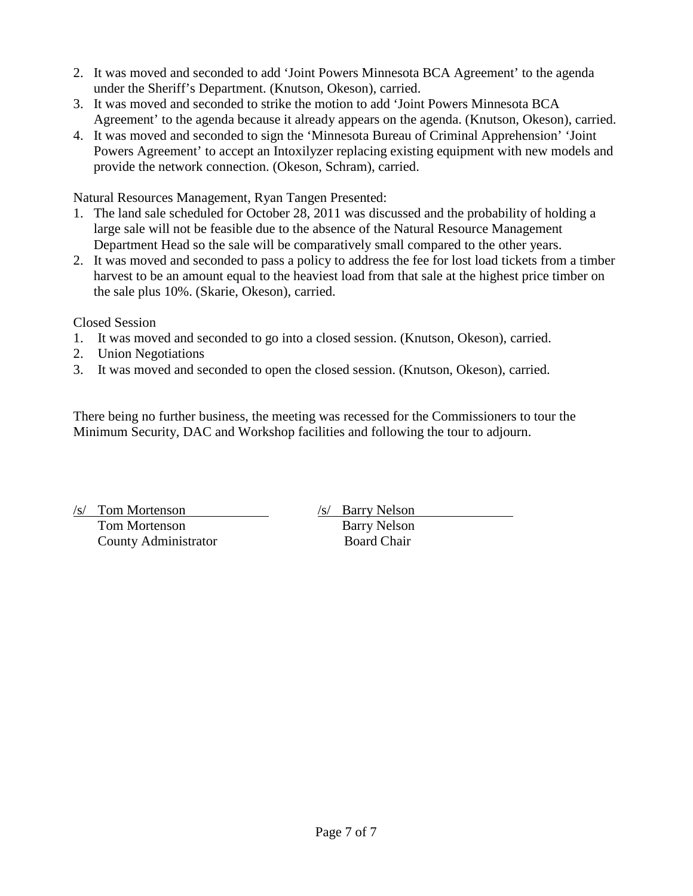2. It was moved and seconded to add 'Joint Powers Minnesota BCA Agreement' to the agenda under the Sheriff's Department. (Knutson, Okeson), carried.
3. It was moved and seconded to strike the motion to add 'Joint Powers Minnesota BCA Agreement' to the agenda because it already appears on the agenda. (Knutson, Okeson), carried.
4. It was moved and seconded to sign the 'Minnesota Bureau of Criminal Apprehension' 'Joint Powers Agreement' to accept an Intoxilyzer replacing existing equipment with new models and provide the network connection. (Okeson, Schram), carried.

Natural Resources Management, Ryan Tangen Presented:

1. The land sale scheduled for October 28, 2011 was discussed and the probability of holding a large sale will not be feasible due to the absence of the Natural Resource Management Department Head so the sale will be comparatively small compared to the other years.
2. It was moved and seconded to pass a policy to address the fee for lost load tickets from a timber harvest to be an amount equal to the heaviest load from that sale at the highest price timber on the sale plus 10%. (Skarie, Okeson), carried.

Closed Session

1. It was moved and seconded to go into a closed session. (Knutson, Okeson), carried.
2. Union Negotiations
3. It was moved and seconded to open the closed session. (Knutson, Okeson), carried.

There being no further business, the meeting was recessed for the Commissioners to tour the Minimum Security, DAC and Workshop facilities and following the tour to adjourn.

/s/ Tom Mortenson
Tom Mortenson
County Administrator

/s/ Barry Nelson
Barry Nelson
Board Chair